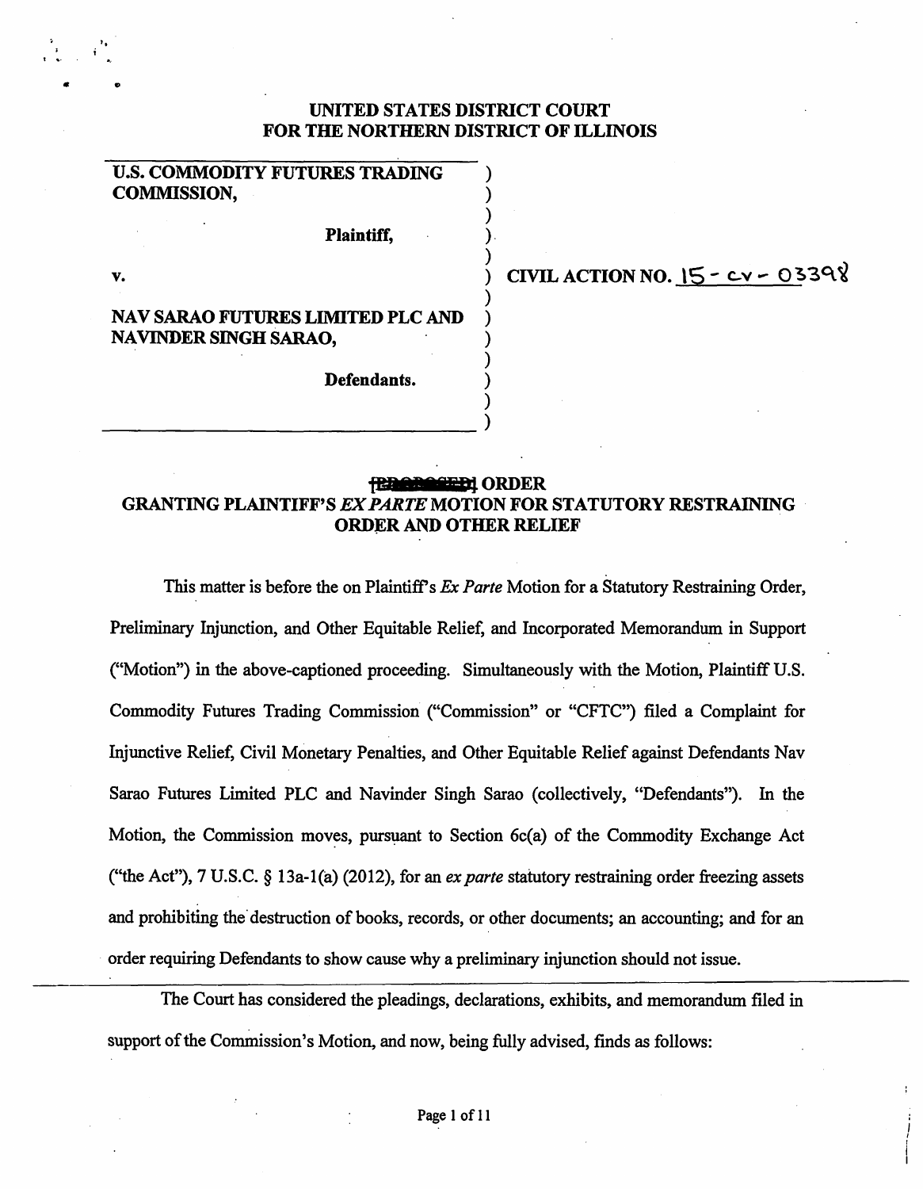**UNITED STATES DISTRICT COURT**
**FOR THE NORTHERN DISTRICT OF ILLINOIS**

| | |
|---|---|
| **U.S. COMMODITY FUTURES TRADING COMMISSION,** <br><br> **Plaintiff,** <br><br> v. <br><br> **NAV SARAO FUTURES LIMITED PLC AND NAVINDER SINGH SARAO,** <br><br> **Defendants.** | **CIVIL ACTION NO.** 15-cv-03398 |

**[PROPOSED] ORDER**
**GRANTING PLAINTIFF'S *EX PARTE* MOTION FOR STATUTORY RESTRAINING ORDER AND OTHER RELIEF**

This matter is before the on Plaintiff's *Ex Parte* Motion for a Statutory Restraining Order, Preliminary Injunction, and Other Equitable Relief, and Incorporated Memorandum in Support ("Motion") in the above-captioned proceeding. Simultaneously with the Motion, Plaintiff U.S. Commodity Futures Trading Commission ("Commission" or "CFTC") filed a Complaint for Injunctive Relief, Civil Monetary Penalties, and Other Equitable Relief against Defendants Nav Sarao Futures Limited PLC and Navinder Singh Sarao (collectively, "Defendants"). In the Motion, the Commission moves, pursuant to Section 6c(a) of the Commodity Exchange Act ("the Act"), 7 U.S.C. § 13a-1(a) (2012), for an *ex parte* statutory restraining order freezing assets and prohibiting the destruction of books, records, or other documents; an accounting; and for an order requiring Defendants to show cause why a preliminary injunction should not issue.

The Court has considered the pleadings, declarations, exhibits, and memorandum filed in support of the Commission's Motion, and now, being fully advised, finds as follows: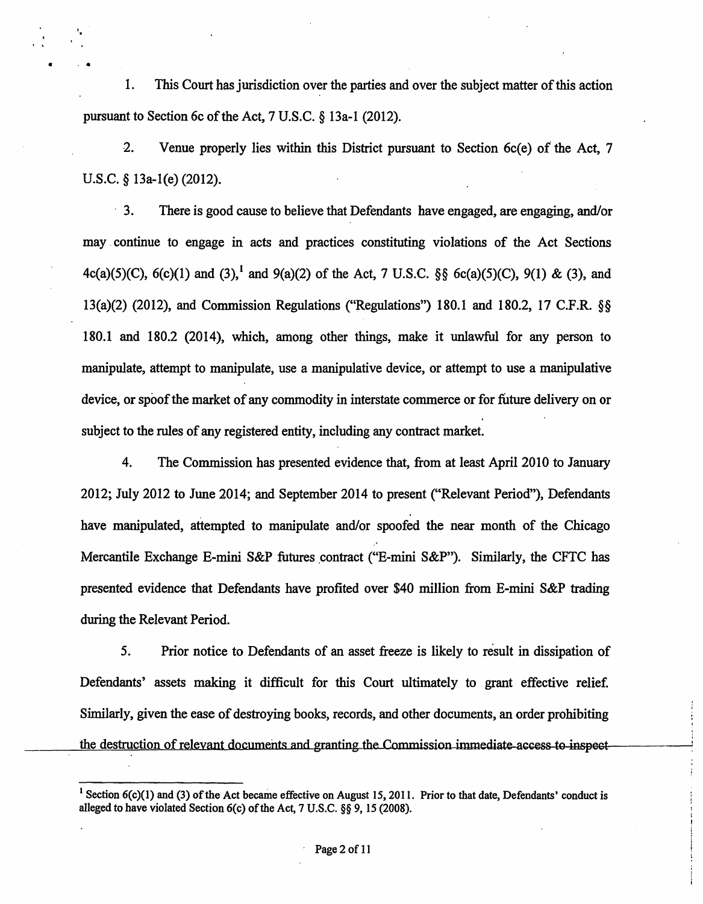1. This Court has jurisdiction over the parties and over the subject matter of this action pursuant to Section 6c of the Act, 7 U.S.C. § 13a-1 (2012).

2. Venue properly lies within this District pursuant to Section 6c(e) of the Act, 7 U.S.C. § 13a-1(e) (2012).

3. There is good cause to believe that Defendants have engaged, are engaging, and/or may continue to engage in acts and practices constituting violations of the Act Sections 4c(a)(5)(C), 6(c)(1) and (3),[1] and 9(a)(2) of the Act, 7 U.S.C. §§ 6c(a)(5)(C), 9(1) & (3), and 13(a)(2) (2012), and Commission Regulations ("Regulations") 180.1 and 180.2, 17 C.F.R. §§ 180.1 and 180.2 (2014), which, among other things, make it unlawful for any person to manipulate, attempt to manipulate, use a manipulative device, or attempt to use a manipulative device, or spoof the market of any commodity in interstate commerce or for future delivery on or subject to the rules of any registered entity, including any contract market.

4. The Commission has presented evidence that, from at least April 2010 to January 2012; July 2012 to June 2014; and September 2014 to present ("Relevant Period"), Defendants have manipulated, attempted to manipulate and/or spoofed the near month of the Chicago Mercantile Exchange E-mini S&P futures contract ("E-mini S&P"). Similarly, the CFTC has presented evidence that Defendants have profited over $40 million from E-mini S&P trading during the Relevant Period.

5. Prior notice to Defendants of an asset freeze is likely to result in dissipation of Defendants' assets making it difficult for this Court ultimately to grant effective relief. Similarly, given the ease of destroying books, records, and other documents, an order prohibiting the destruction of relevant documents and granting the Commission immediate access to inspect

[1] Section 6(c)(1) and (3) of the Act became effective on August 15, 2011. Prior to that date, Defendants' conduct is alleged to have violated Section 6(c) of the Act, 7 U.S.C. §§ 9, 15 (2008).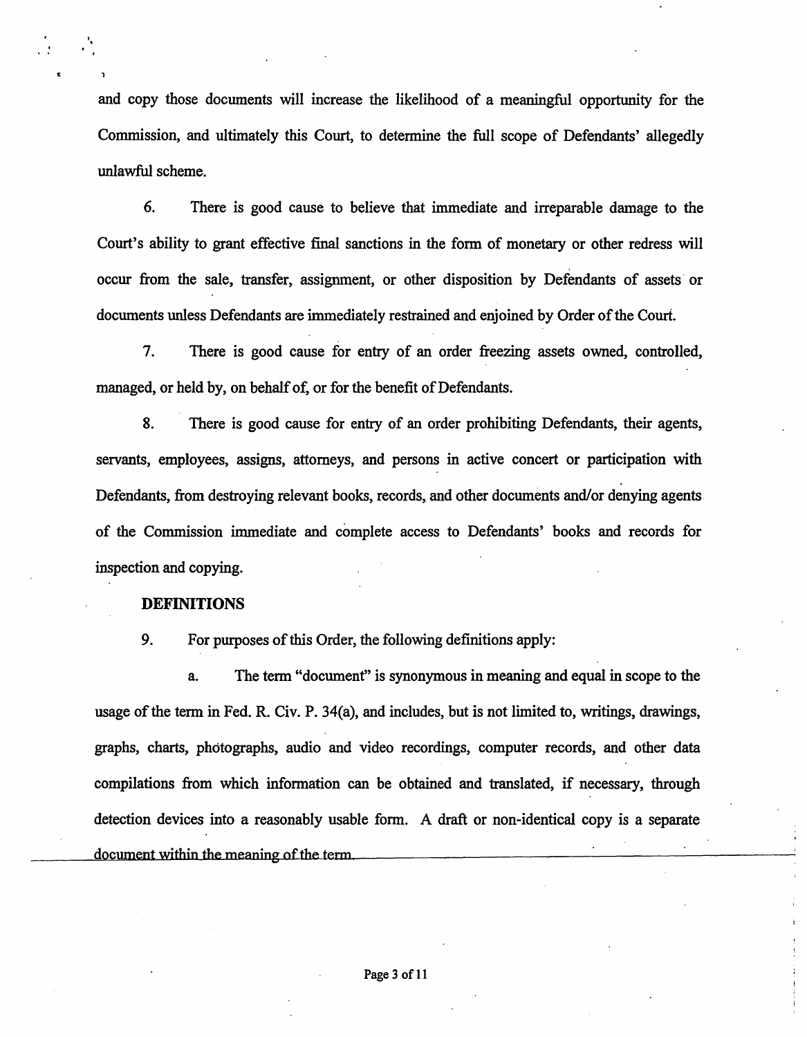and copy those documents will increase the likelihood of a meaningful opportunity for the Commission, and ultimately this Court, to determine the full scope of Defendants' allegedly unlawful scheme.

6. There is good cause to believe that immediate and irreparable damage to the Court's ability to grant effective final sanctions in the form of monetary or other redress will occur from the sale, transfer, assignment, or other disposition by Defendants of assets or documents unless Defendants are immediately restrained and enjoined by Order of the Court.

7. There is good cause for entry of an order freezing assets owned, controlled, managed, or held by, on behalf of, or for the benefit of Defendants.

8. There is good cause for entry of an order prohibiting Defendants, their agents, servants, employees, assigns, attorneys, and persons in active concert or participation with Defendants, from destroying relevant books, records, and other documents and/or denying agents of the Commission immediate and complete access to Defendants' books and records for inspection and copying.

**DEFINITIONS**

9. For purposes of this Order, the following definitions apply:

a. The term "document" is synonymous in meaning and equal in scope to the usage of the term in Fed. R. Civ. P. 34(a), and includes, but is not limited to, writings, drawings, graphs, charts, photographs, audio and video recordings, computer records, and other data compilations from which information can be obtained and translated, if necessary, through detection devices into a reasonably usable form. A draft or non-identical copy is a separate document within the meaning of the term.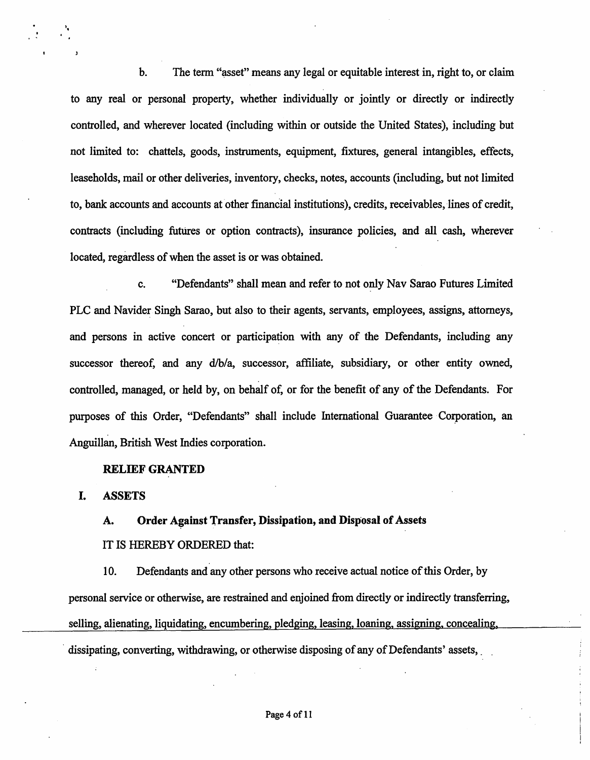b. The term "asset" means any legal or equitable interest in, right to, or claim to any real or personal property, whether individually or jointly or directly or indirectly controlled, and wherever located (including within or outside the United States), including but not limited to: chattels, goods, instruments, equipment, fixtures, general intangibles, effects, leaseholds, mail or other deliveries, inventory, checks, notes, accounts (including, but not limited to, bank accounts and accounts at other financial institutions), credits, receivables, lines of credit, contracts (including futures or option contracts), insurance policies, and all cash, wherever located, regardless of when the asset is or was obtained.

c. "Defendants" shall mean and refer to not only Nav Sarao Futures Limited PLC and Navider Singh Sarao, but also to their agents, servants, employees, assigns, attorneys, and persons in active concert or participation with any of the Defendants, including any successor thereof, and any d/b/a, successor, affiliate, subsidiary, or other entity owned, controlled, managed, or held by, on behalf of, or for the benefit of any of the Defendants. For purposes of this Order, "Defendants" shall include International Guarantee Corporation, an Anguillan, British West Indies corporation.

**RELIEF GRANTED**

## I. ASSETS

### A. Order Against Transfer, Dissipation, and Disposal of Assets

IT IS HEREBY ORDERED that:

10. Defendants and any other persons who receive actual notice of this Order, by personal service or otherwise, are restrained and enjoined from directly or indirectly transferring, selling, alienating, liquidating, encumbering, pledging, leasing, loaning, assigning, concealing, dissipating, converting, withdrawing, or otherwise disposing of any of Defendants' assets,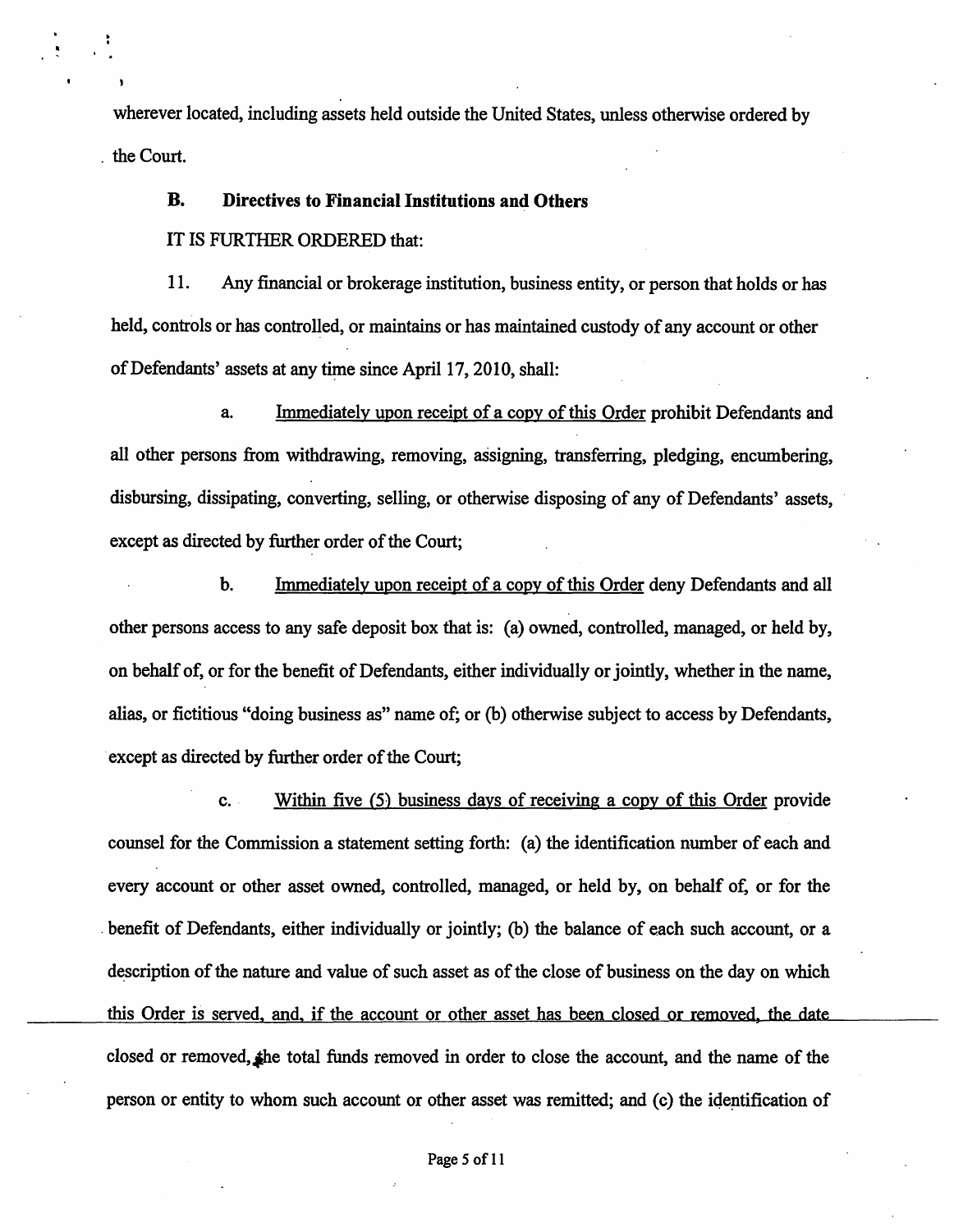wherever located, including assets held outside the United States, unless otherwise ordered by the Court.

### B. Directives to Financial Institutions and Others

IT IS FURTHER ORDERED that:

11. Any financial or brokerage institution, business entity, or person that holds or has held, controls or has controlled, or maintains or has maintained custody of any account or other of Defendants' assets at any time since April 17, 2010, shall:

a. Immediately upon receipt of a copy of this Order prohibit Defendants and all other persons from withdrawing, removing, assigning, transferring, pledging, encumbering, disbursing, dissipating, converting, selling, or otherwise disposing of any of Defendants' assets, except as directed by further order of the Court;

b. Immediately upon receipt of a copy of this Order deny Defendants and all other persons access to any safe deposit box that is: (a) owned, controlled, managed, or held by, on behalf of, or for the benefit of Defendants, either individually or jointly, whether in the name, alias, or fictitious "doing business as" name of; or (b) otherwise subject to access by Defendants, except as directed by further order of the Court;

c. Within five (5) business days of receiving a copy of this Order provide counsel for the Commission a statement setting forth: (a) the identification number of each and every account or other asset owned, controlled, managed, or held by, on behalf of, or for the benefit of Defendants, either individually or jointly; (b) the balance of each such account, or a description of the nature and value of such asset as of the close of business on the day on which this Order is served, and, if the account or other asset has been closed or removed, the date closed or removed, the total funds removed in order to close the account, and the name of the person or entity to whom such account or other asset was remitted; and (c) the identification of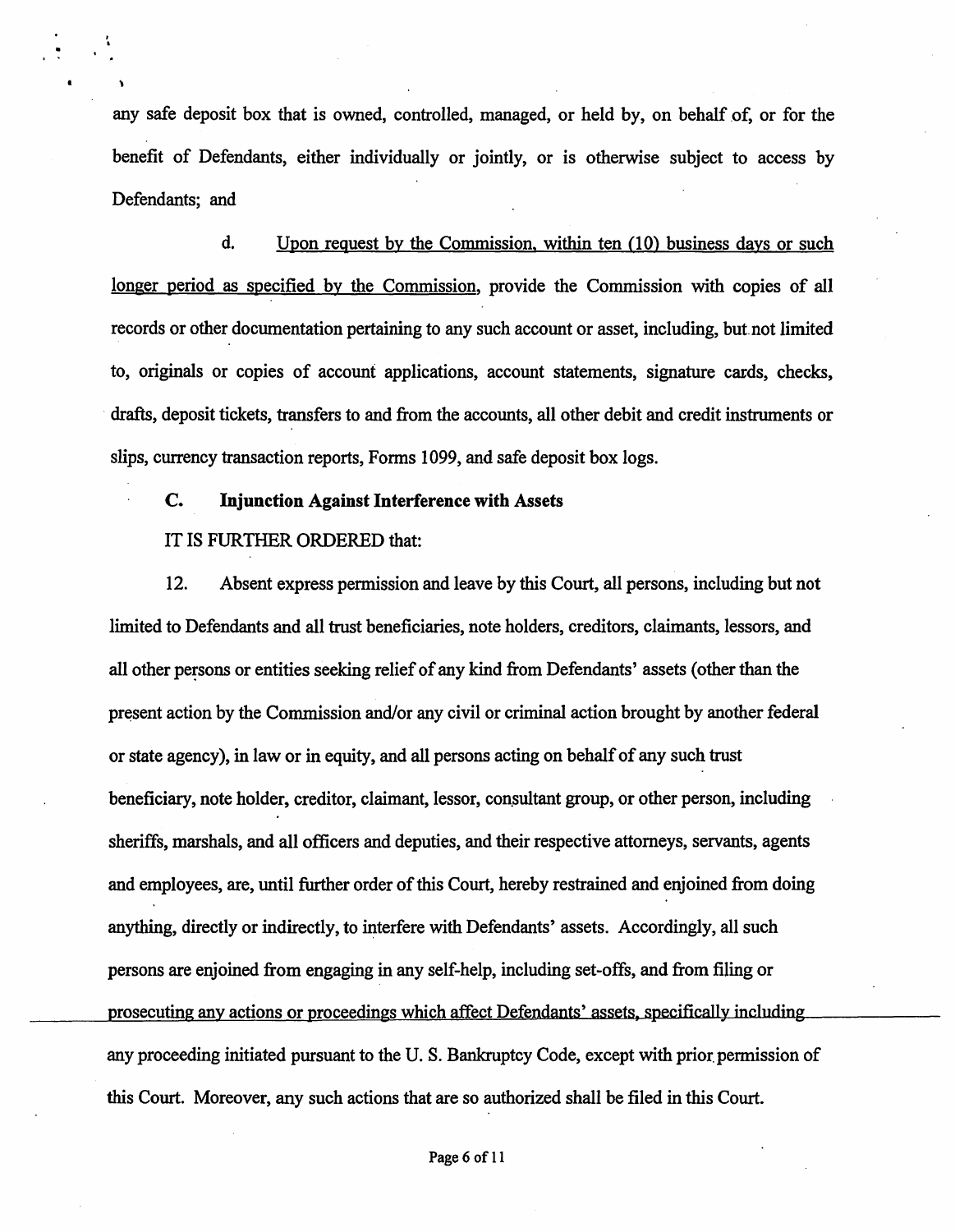any safe deposit box that is owned, controlled, managed, or held by, on behalf of, or for the benefit of Defendants, either individually or jointly, or is otherwise subject to access by Defendants; and

d. Upon request by the Commission, within ten (10) business days or such longer period as specified by the Commission, provide the Commission with copies of all records or other documentation pertaining to any such account or asset, including, but not limited to, originals or copies of account applications, account statements, signature cards, checks, drafts, deposit tickets, transfers to and from the accounts, all other debit and credit instruments or slips, currency transaction reports, Forms 1099, and safe deposit box logs.

**C. Injunction Against Interference with Assets**

IT IS FURTHER ORDERED that:

12. Absent express permission and leave by this Court, all persons, including but not limited to Defendants and all trust beneficiaries, note holders, creditors, claimants, lessors, and all other persons or entities seeking relief of any kind from Defendants' assets (other than the present action by the Commission and/or any civil or criminal action brought by another federal or state agency), in law or in equity, and all persons acting on behalf of any such trust beneficiary, note holder, creditor, claimant, lessor, consultant group, or other person, including sheriffs, marshals, and all officers and deputies, and their respective attorneys, servants, agents and employees, are, until further order of this Court, hereby restrained and enjoined from doing anything, directly or indirectly, to interfere with Defendants' assets. Accordingly, all such persons are enjoined from engaging in any self-help, including set-offs, and from filing or prosecuting any actions or proceedings which affect Defendants' assets, specifically including any proceeding initiated pursuant to the U. S. Bankruptcy Code, except with prior permission of this Court. Moreover, any such actions that are so authorized shall be filed in this Court.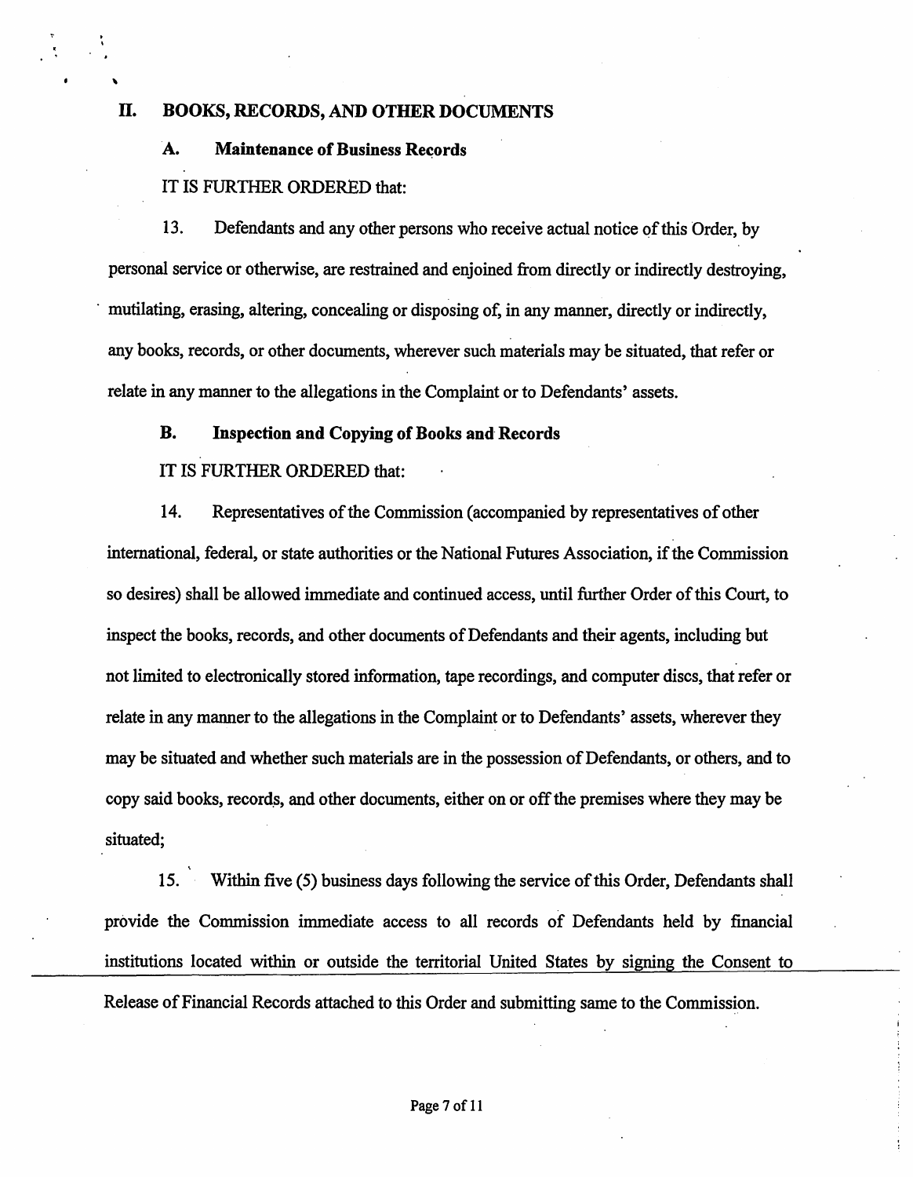## II. BOOKS, RECORDS, AND OTHER DOCUMENTS

### A. Maintenance of Business Records

IT IS FURTHER ORDERED that:

13. Defendants and any other persons who receive actual notice of this Order, by personal service or otherwise, are restrained and enjoined from directly or indirectly destroying, mutilating, erasing, altering, concealing or disposing of, in any manner, directly or indirectly, any books, records, or other documents, wherever such materials may be situated, that refer or relate in any manner to the allegations in the Complaint or to Defendants' assets.

### B. Inspection and Copying of Books and Records

IT IS FURTHER ORDERED that:

14. Representatives of the Commission (accompanied by representatives of other international, federal, or state authorities or the National Futures Association, if the Commission so desires) shall be allowed immediate and continued access, until further Order of this Court, to inspect the books, records, and other documents of Defendants and their agents, including but not limited to electronically stored information, tape recordings, and computer discs, that refer or relate in any manner to the allegations in the Complaint or to Defendants' assets, wherever they may be situated and whether such materials are in the possession of Defendants, or others, and to copy said books, records, and other documents, either on or off the premises where they may be situated;

15. Within five (5) business days following the service of this Order, Defendants shall provide the Commission immediate access to all records of Defendants held by financial institutions located within or outside the territorial United States by signing the Consent to Release of Financial Records attached to this Order and submitting same to the Commission.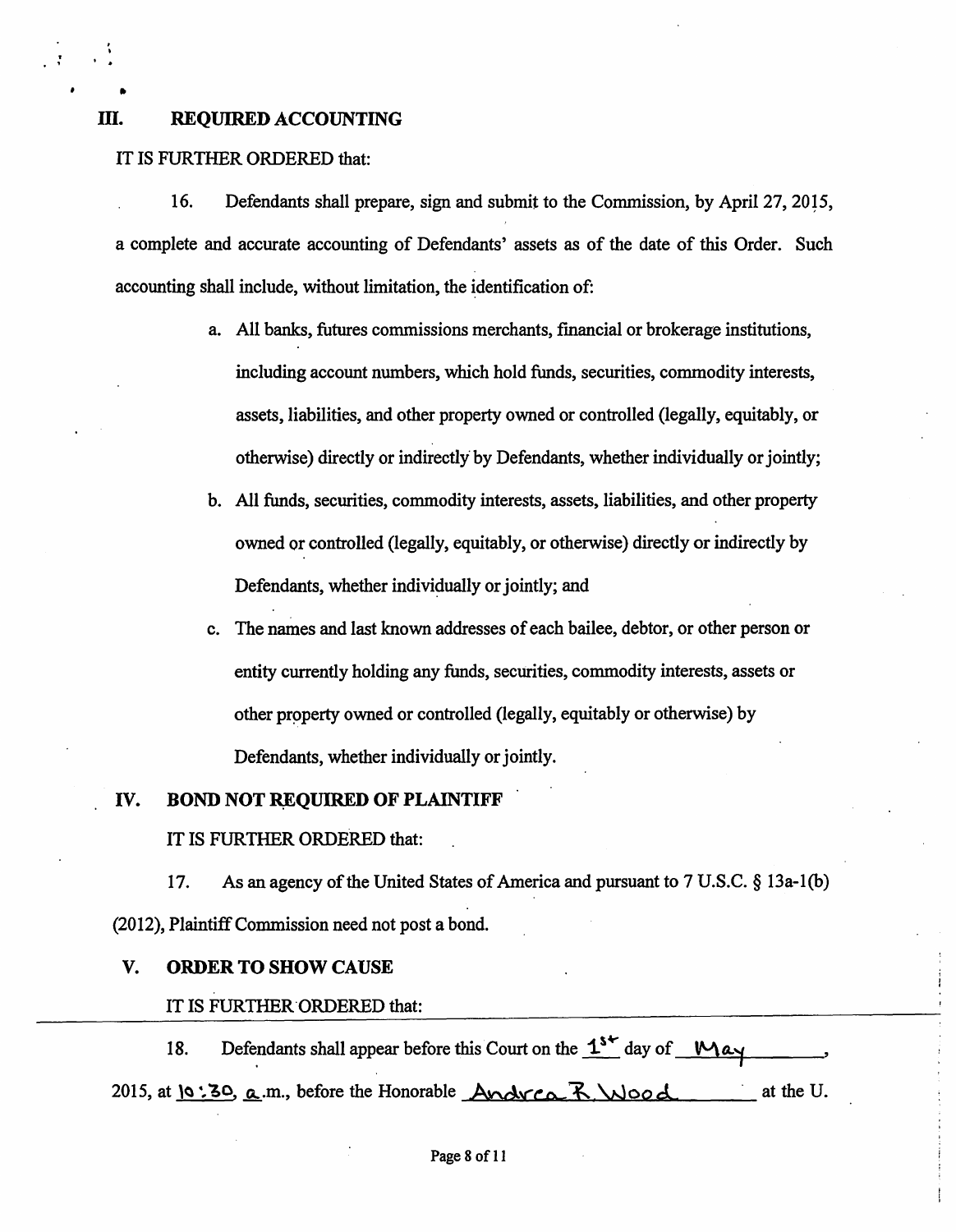## III. REQUIRED ACCOUNTING

IT IS FURTHER ORDERED that:

16. Defendants shall prepare, sign and submit to the Commission, by April 27, 2015, a complete and accurate accounting of Defendants' assets as of the date of this Order. Such accounting shall include, without limitation, the identification of:

a. All banks, futures commissions merchants, financial or brokerage institutions, including account numbers, which hold funds, securities, commodity interests, assets, liabilities, and other property owned or controlled (legally, equitably, or otherwise) directly or indirectly by Defendants, whether individually or jointly;

b. All funds, securities, commodity interests, assets, liabilities, and other property owned or controlled (legally, equitably, or otherwise) directly or indirectly by Defendants, whether individually or jointly; and

c. The names and last known addresses of each bailee, debtor, or other person or entity currently holding any funds, securities, commodity interests, assets or other property owned or controlled (legally, equitably or otherwise) by Defendants, whether individually or jointly.

## IV. BOND NOT REQUIRED OF PLAINTIFF

IT IS FURTHER ORDERED that:

17. As an agency of the United States of America and pursuant to 7 U.S.C. § 13a-1(b) (2012), Plaintiff Commission need not post a bond.

## V. ORDER TO SHOW CAUSE

IT IS FURTHER ORDERED that:

18. Defendants shall appear before this Court on the 1st day of May, 2015, at 10:30 a.m., before the Honorable Andrea R. Wood at the U.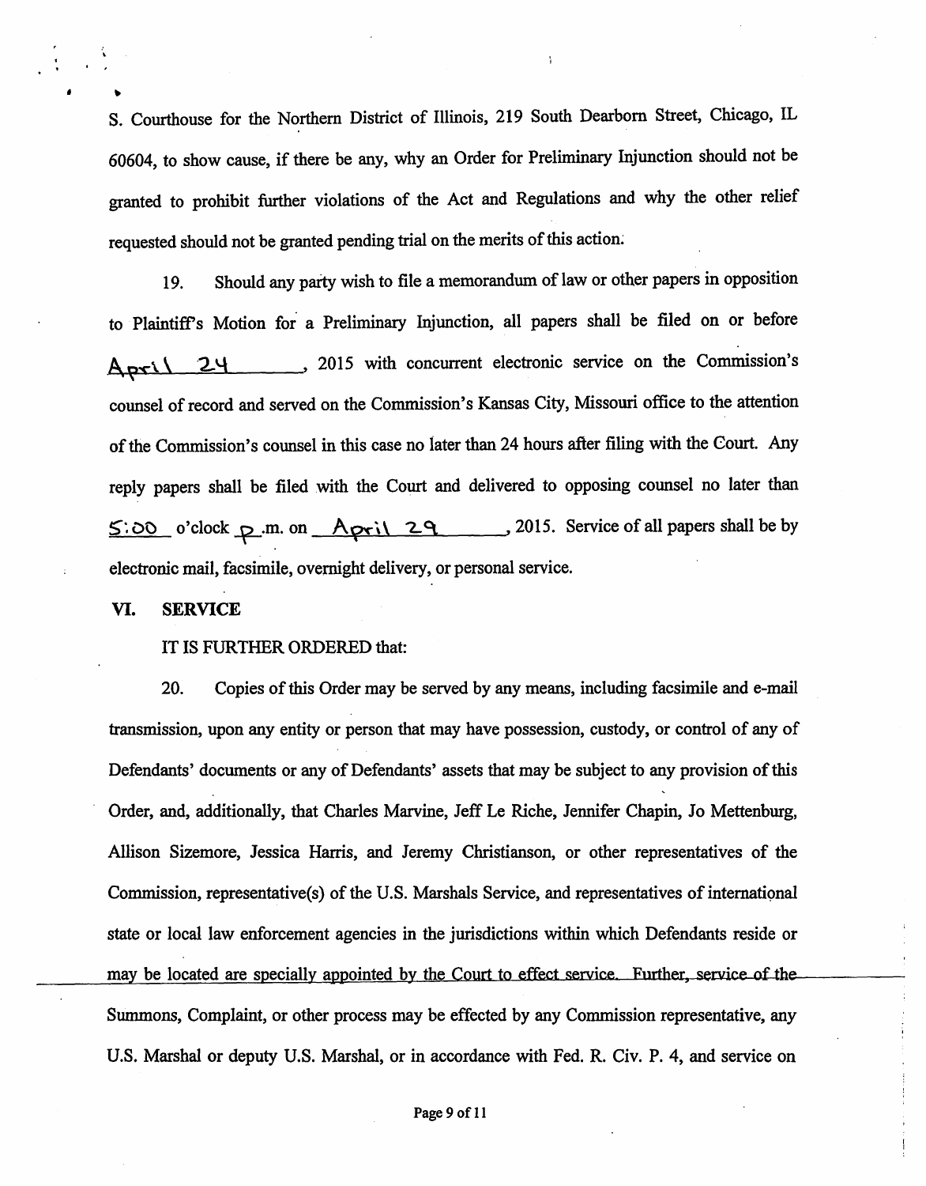S. Courthouse for the Northern District of Illinois, 219 South Dearborn Street, Chicago, IL 60604, to show cause, if there be any, why an Order for Preliminary Injunction should not be granted to prohibit further violations of the Act and Regulations and why the other relief requested should not be granted pending trial on the merits of this action.

19. Should any party wish to file a memorandum of law or other papers in opposition to Plaintiff's Motion for a Preliminary Injunction, all papers shall be filed on or before April 24, 2015 with concurrent electronic service on the Commission's counsel of record and served on the Commission's Kansas City, Missouri office to the attention of the Commission's counsel in this case no later than 24 hours after filing with the Court. Any reply papers shall be filed with the Court and delivered to opposing counsel no later than 5:00 o'clock p.m. on April 29, 2015. Service of all papers shall be by electronic mail, facsimile, overnight delivery, or personal service.

## VI. SERVICE

IT IS FURTHER ORDERED that:

20. Copies of this Order may be served by any means, including facsimile and e-mail transmission, upon any entity or person that may have possession, custody, or control of any of Defendants' documents or any of Defendants' assets that may be subject to any provision of this Order, and, additionally, that Charles Marvine, Jeff Le Riche, Jennifer Chapin, Jo Mettenburg, Allison Sizemore, Jessica Harris, and Jeremy Christianson, or other representatives of the Commission, representative(s) of the U.S. Marshals Service, and representatives of international state or local law enforcement agencies in the jurisdictions within which Defendants reside or may be located are specially appointed by the Court to effect service. Further, service of the Summons, Complaint, or other process may be effected by any Commission representative, any U.S. Marshal or deputy U.S. Marshal, or in accordance with Fed. R. Civ. P. 4, and service on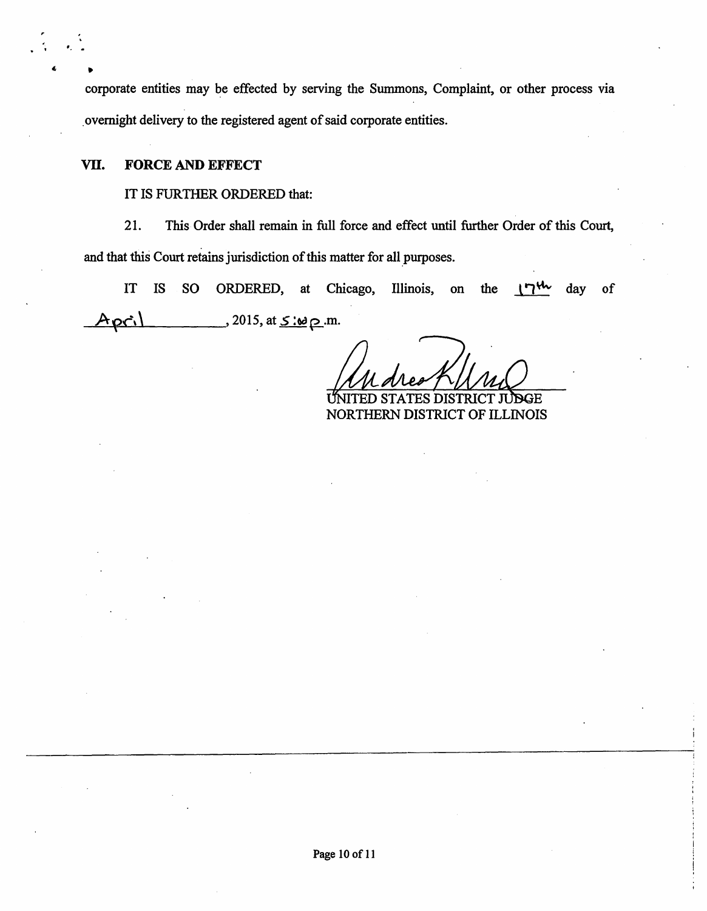corporate entities may be effected by serving the Summons, Complaint, or other process via overnight delivery to the registered agent of said corporate entities.

## VII. FORCE AND EFFECT

IT IS FURTHER ORDERED that:

21. This Order shall remain in full force and effect until further Order of this Court, and that this Court retains jurisdiction of this matter for all purposes.

IT IS SO ORDERED, at Chicago, Illinois, on the 17th day of April, 2015, at 5:00 p.m.

UNITED STATES DISTRICT JUDGE
NORTHERN DISTRICT OF ILLINOIS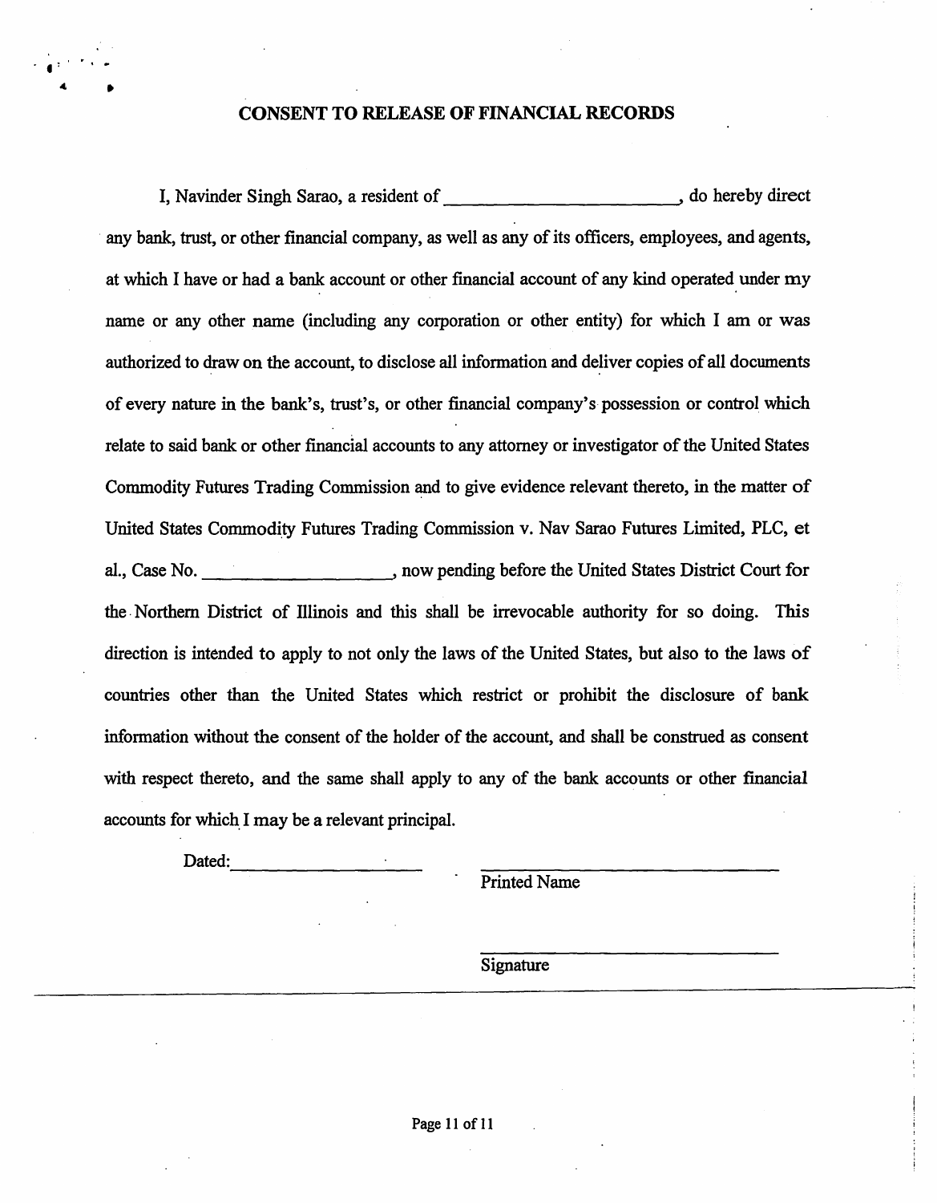# CONSENT TO RELEASE OF FINANCIAL RECORDS

I, Navinder Singh Sarao, a resident of ________________________, do hereby direct any bank, trust, or other financial company, as well as any of its officers, employees, and agents, at which I have or had a bank account or other financial account of any kind operated under my name or any other name (including any corporation or other entity) for which I am or was authorized to draw on the account, to disclose all information and deliver copies of all documents of every nature in the bank's, trust's, or other financial company's possession or control which relate to said bank or other financial accounts to any attorney or investigator of the United States Commodity Futures Trading Commission and to give evidence relevant thereto, in the matter of United States Commodity Futures Trading Commission v. Nav Sarao Futures Limited, PLC, et al., Case No. ___________________, now pending before the United States District Court for the Northern District of Illinois and this shall be irrevocable authority for so doing. This direction is intended to apply to not only the laws of the United States, but also to the laws of countries other than the United States which restrict or prohibit the disclosure of bank information without the consent of the holder of the account, and shall be construed as consent with respect thereto, and the same shall apply to any of the bank accounts or other financial accounts for which I may be a relevant principal.

Dated: ____________________

________________________________
Printed Name

________________________________
Signature